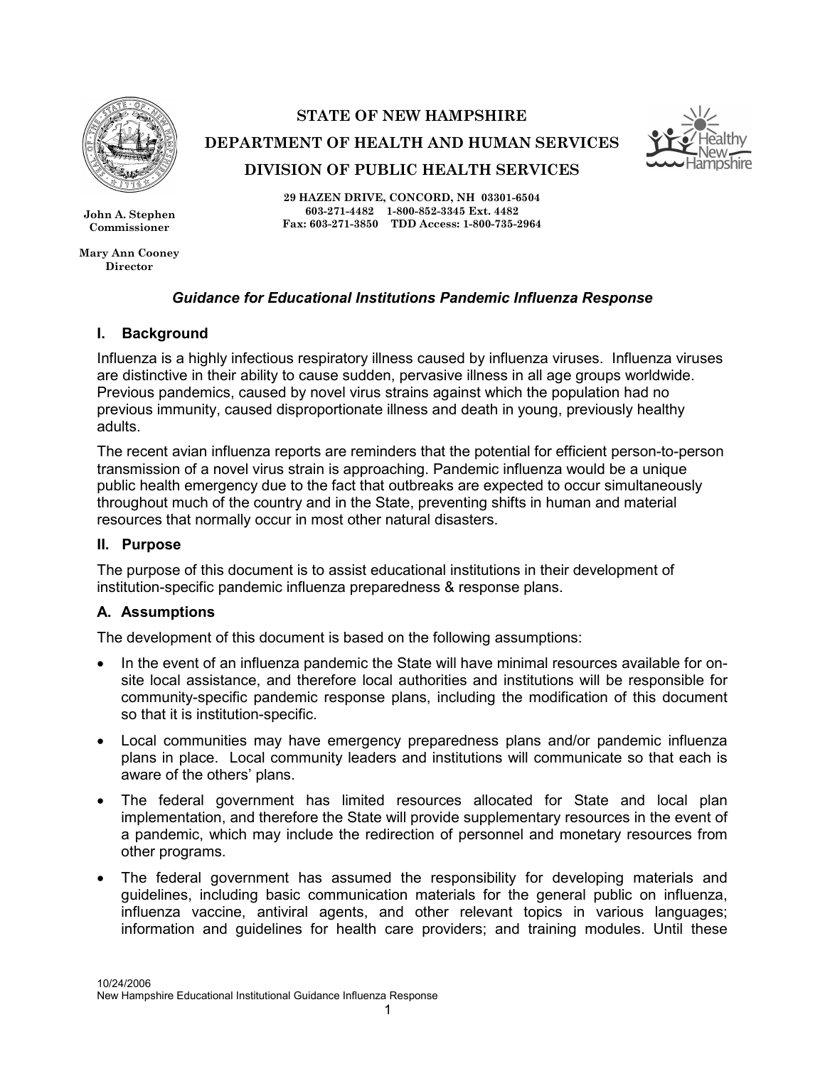**STATE OF NEW HAMPSHIRE**

**DEPARTMENT OF HEALTH AND HUMAN SERVICES**

**DIVISION OF PUBLIC HEALTH SERVICES**

**29 HAZEN DRIVE, CONCORD, NH 03301-6504**
**603-271-4482 1-800-852-3345 Ext. 4482**
**Fax: 603-271-3850 TDD Access: 1-800-735-2964**

**John A. Stephen**
**Commissioner**

**Mary Ann Cooney**
**Director**

***Guidance for Educational Institutions Pandemic Influenza Response***

## I. Background

Influenza is a highly infectious respiratory illness caused by influenza viruses. Influenza viruses are distinctive in their ability to cause sudden, pervasive illness in all age groups worldwide. Previous pandemics, caused by novel virus strains against which the population had no previous immunity, caused disproportionate illness and death in young, previously healthy adults.

The recent avian influenza reports are reminders that the potential for efficient person-to-person transmission of a novel virus strain is approaching. Pandemic influenza would be a unique public health emergency due to the fact that outbreaks are expected to occur simultaneously throughout much of the country and in the State, preventing shifts in human and material resources that normally occur in most other natural disasters.

## II. Purpose

The purpose of this document is to assist educational institutions in their development of institution-specific pandemic influenza preparedness & response plans.

### A. Assumptions

The development of this document is based on the following assumptions:

- In the event of an influenza pandemic the State will have minimal resources available for on-site local assistance, and therefore local authorities and institutions will be responsible for community-specific pandemic response plans, including the modification of this document so that it is institution-specific.
- Local communities may have emergency preparedness plans and/or pandemic influenza plans in place. Local community leaders and institutions will communicate so that each is aware of the others' plans.
- The federal government has limited resources allocated for State and local plan implementation, and therefore the State will provide supplementary resources in the event of a pandemic, which may include the redirection of personnel and monetary resources from other programs.
- The federal government has assumed the responsibility for developing materials and guidelines, including basic communication materials for the general public on influenza, influenza vaccine, antiviral agents, and other relevant topics in various languages; information and guidelines for health care providers; and training modules. Until these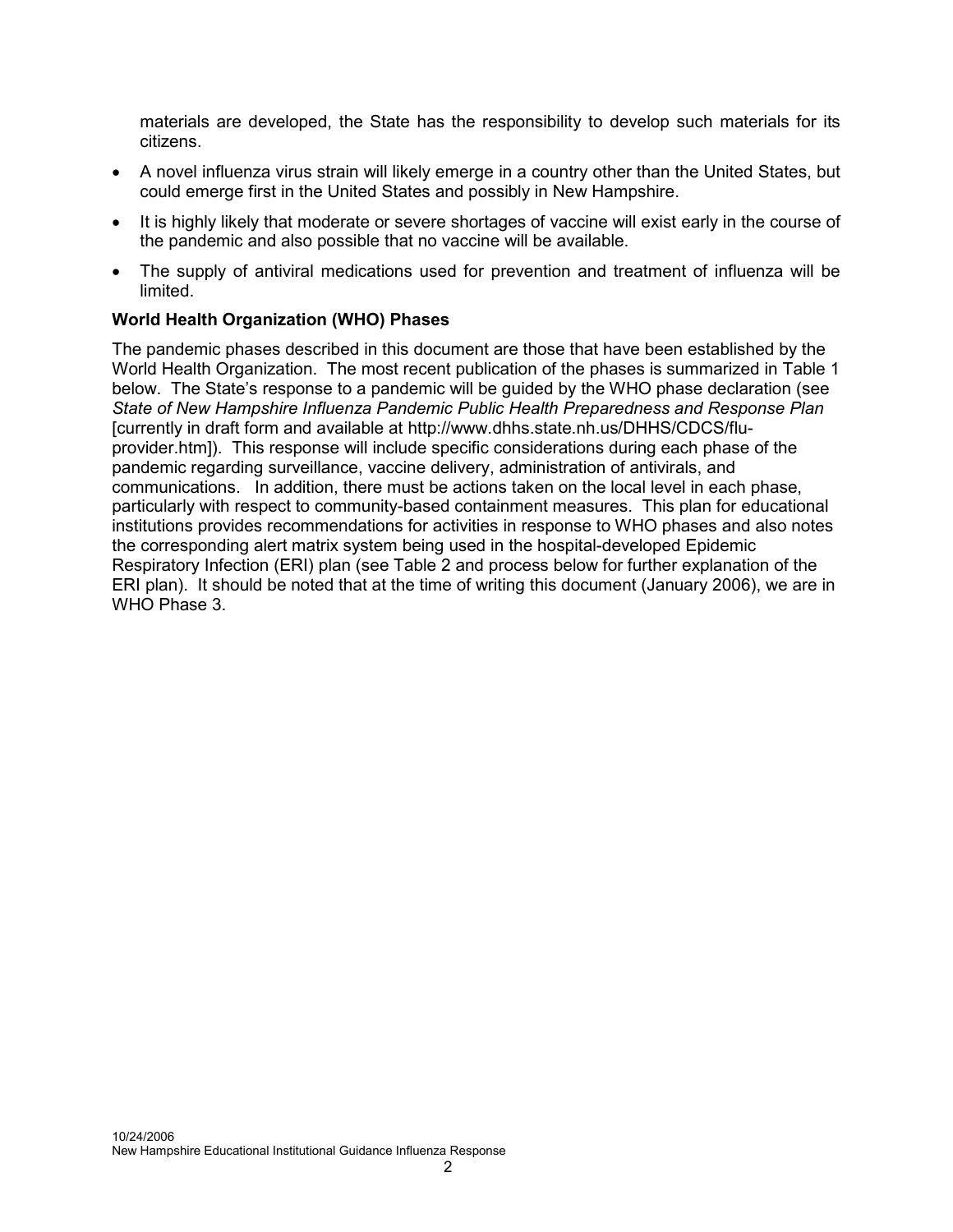materials are developed, the State has the responsibility to develop such materials for its citizens.

- A novel influenza virus strain will likely emerge in a country other than the United States, but could emerge first in the United States and possibly in New Hampshire.
- It is highly likely that moderate or severe shortages of vaccine will exist early in the course of the pandemic and also possible that no vaccine will be available.
- The supply of antiviral medications used for prevention and treatment of influenza will be limited.

**World Health Organization (WHO) Phases**

The pandemic phases described in this document are those that have been established by the World Health Organization. The most recent publication of the phases is summarized in Table 1 below. The State's response to a pandemic will be guided by the WHO phase declaration (see *State of New Hampshire Influenza Pandemic Public Health Preparedness and Response Plan* [currently in draft form and available at http://www.dhhs.state.nh.us/DHHS/CDCS/flu-provider.htm]). This response will include specific considerations during each phase of the pandemic regarding surveillance, vaccine delivery, administration of antivirals, and communications. In addition, there must be actions taken on the local level in each phase, particularly with respect to community-based containment measures. This plan for educational institutions provides recommendations for activities in response to WHO phases and also notes the corresponding alert matrix system being used in the hospital-developed Epidemic Respiratory Infection (ERI) plan (see Table 2 and process below for further explanation of the ERI plan). It should be noted that at the time of writing this document (January 2006), we are in WHO Phase 3.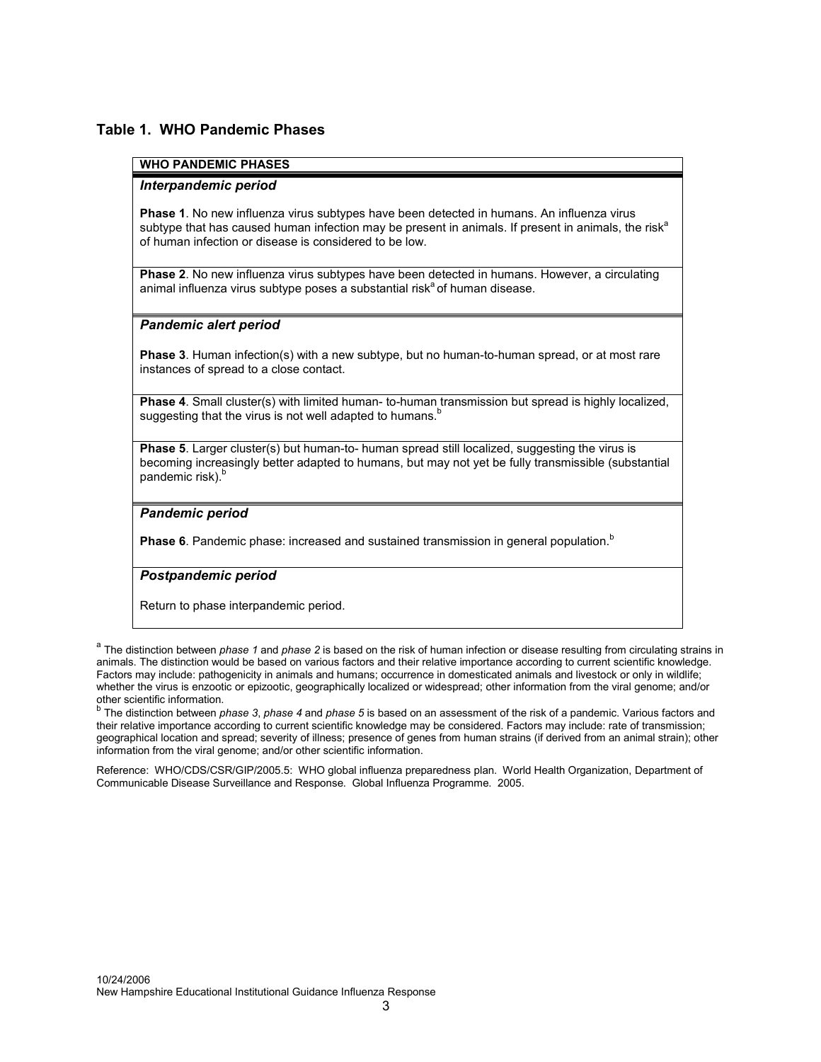## Table 1. WHO Pandemic Phases

| WHO PANDEMIC PHASES |
| --- |
| ***Interpandemic period*** |
| **Phase 1**. No new influenza virus subtypes have been detected in humans. An influenza virus subtype that has caused human infection may be present in animals. If present in animals, the risk[a] of human infection or disease is considered to be low. |
| **Phase 2**. No new influenza virus subtypes have been detected in humans. However, a circulating animal influenza virus subtype poses a substantial risk[a] of human disease. |
| ***Pandemic alert period*** |
| **Phase 3**. Human infection(s) with a new subtype, but no human-to-human spread, or at most rare instances of spread to a close contact. |
| **Phase 4**. Small cluster(s) with limited human- to-human transmission but spread is highly localized, suggesting that the virus is not well adapted to humans.[b] |
| **Phase 5**. Larger cluster(s) but human-to- human spread still localized, suggesting the virus is becoming increasingly better adapted to humans, but may not yet be fully transmissible (substantial pandemic risk).[b] |
| ***Pandemic period*** |
| **Phase 6**. Pandemic phase: increased and sustained transmission in general population.[b] |
| ***Postpandemic period*** |
| Return to phase interpandemic period. |

[a] The distinction between *phase 1* and *phase 2* is based on the risk of human infection or disease resulting from circulating strains in animals. The distinction would be based on various factors and their relative importance according to current scientific knowledge. Factors may include: pathogenicity in animals and humans; occurrence in domesticated animals and livestock or only in wildlife; whether the virus is enzootic or epizootic, geographically localized or widespread; other information from the viral genome; and/or other scientific information.

[b] The distinction between *phase 3*, *phase 4* and *phase 5* is based on an assessment of the risk of a pandemic. Various factors and their relative importance according to current scientific knowledge may be considered. Factors may include: rate of transmission; geographical location and spread; severity of illness; presence of genes from human strains (if derived from an animal strain); other information from the viral genome; and/or other scientific information.

Reference: WHO/CDS/CSR/GIP/2005.5: WHO global influenza preparedness plan. World Health Organization, Department of Communicable Disease Surveillance and Response. Global Influenza Programme. 2005.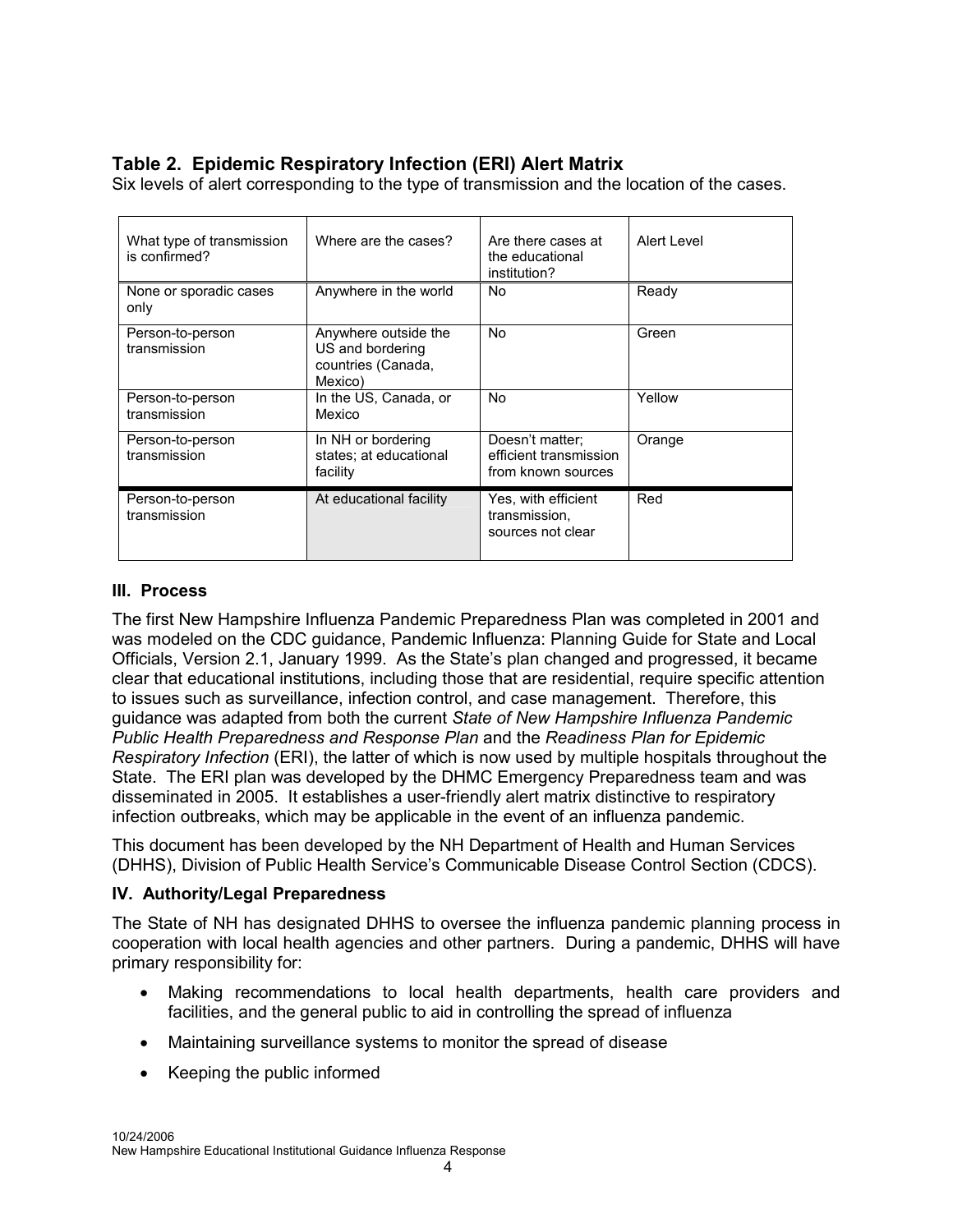### Table 2. Epidemic Respiratory Infection (ERI) Alert Matrix

Six levels of alert corresponding to the type of transmission and the location of the cases.

| What type of transmission is confirmed? | Where are the cases? | Are there cases at the educational institution? | Alert Level |
|---|---|---|---|
| None or sporadic cases only | Anywhere in the world | No | Ready |
| Person-to-person transmission | Anywhere outside the US and bordering countries (Canada, Mexico) | No | Green |
| Person-to-person transmission | In the US, Canada, or Mexico | No | Yellow |
| Person-to-person transmission | In NH or bordering states; at educational facility | Doesn't matter; efficient transmission from known sources | Orange |
| Person-to-person transmission | At educational facility | Yes, with efficient transmission, sources not clear | Red |

### III. Process

The first New Hampshire Influenza Pandemic Preparedness Plan was completed in 2001 and was modeled on the CDC guidance, Pandemic Influenza: Planning Guide for State and Local Officials, Version 2.1, January 1999. As the State's plan changed and progressed, it became clear that educational institutions, including those that are residential, require specific attention to issues such as surveillance, infection control, and case management. Therefore, this guidance was adapted from both the current *State of New Hampshire Influenza Pandemic Public Health Preparedness and Response Plan* and the *Readiness Plan for Epidemic Respiratory Infection* (ERI), the latter of which is now used by multiple hospitals throughout the State. The ERI plan was developed by the DHMC Emergency Preparedness team and was disseminated in 2005. It establishes a user-friendly alert matrix distinctive to respiratory infection outbreaks, which may be applicable in the event of an influenza pandemic.

This document has been developed by the NH Department of Health and Human Services (DHHS), Division of Public Health Service's Communicable Disease Control Section (CDCS).

### IV. Authority/Legal Preparedness

The State of NH has designated DHHS to oversee the influenza pandemic planning process in cooperation with local health agencies and other partners. During a pandemic, DHHS will have primary responsibility for:

- Making recommendations to local health departments, health care providers and facilities, and the general public to aid in controlling the spread of influenza
- Maintaining surveillance systems to monitor the spread of disease
- Keeping the public informed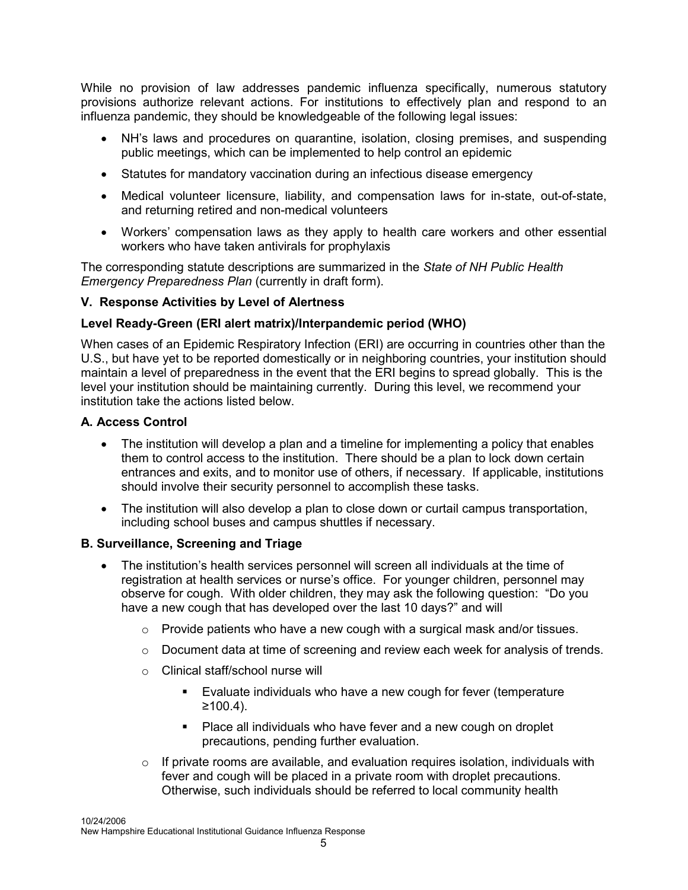While no provision of law addresses pandemic influenza specifically, numerous statutory provisions authorize relevant actions. For institutions to effectively plan and respond to an influenza pandemic, they should be knowledgeable of the following legal issues:

- NH's laws and procedures on quarantine, isolation, closing premises, and suspending public meetings, which can be implemented to help control an epidemic
- Statutes for mandatory vaccination during an infectious disease emergency
- Medical volunteer licensure, liability, and compensation laws for in-state, out-of-state, and returning retired and non-medical volunteers
- Workers' compensation laws as they apply to health care workers and other essential workers who have taken antivirals for prophylaxis

The corresponding statute descriptions are summarized in the *State of NH Public Health Emergency Preparedness Plan* (currently in draft form).

## V. Response Activities by Level of Alertness

### Level Ready-Green (ERI alert matrix)/Interpandemic period (WHO)

When cases of an Epidemic Respiratory Infection (ERI) are occurring in countries other than the U.S., but have yet to be reported domestically or in neighboring countries, your institution should maintain a level of preparedness in the event that the ERI begins to spread globally. This is the level your institution should be maintaining currently. During this level, we recommend your institution take the actions listed below.

### A. Access Control

- The institution will develop a plan and a timeline for implementing a policy that enables them to control access to the institution. There should be a plan to lock down certain entrances and exits, and to monitor use of others, if necessary. If applicable, institutions should involve their security personnel to accomplish these tasks.
- The institution will also develop a plan to close down or curtail campus transportation, including school buses and campus shuttles if necessary.

### B. Surveillance, Screening and Triage

- The institution's health services personnel will screen all individuals at the time of registration at health services or nurse's office. For younger children, personnel may observe for cough. With older children, they may ask the following question: "Do you have a new cough that has developed over the last 10 days?" and will
  - Provide patients who have a new cough with a surgical mask and/or tissues.
  - Document data at time of screening and review each week for analysis of trends.
  - Clinical staff/school nurse will
    - Evaluate individuals who have a new cough for fever (temperature ≥100.4).
    - Place all individuals who have fever and a new cough on droplet precautions, pending further evaluation.
  - If private rooms are available, and evaluation requires isolation, individuals with fever and cough will be placed in a private room with droplet precautions. Otherwise, such individuals should be referred to local community health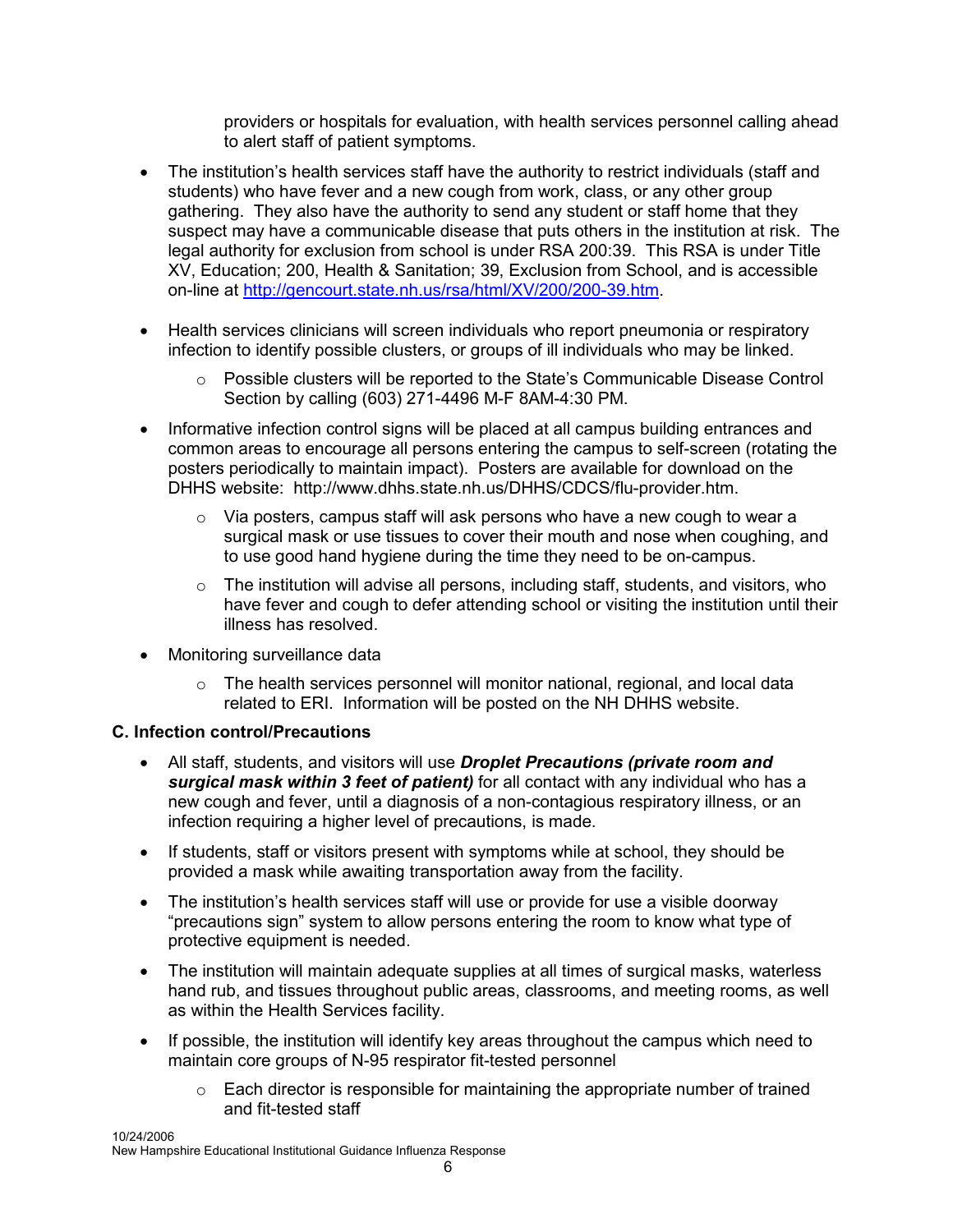providers or hospitals for evaluation, with health services personnel calling ahead to alert staff of patient symptoms.

- The institution's health services staff have the authority to restrict individuals (staff and students) who have fever and a new cough from work, class, or any other group gathering. They also have the authority to send any student or staff home that they suspect may have a communicable disease that puts others in the institution at risk. The legal authority for exclusion from school is under RSA 200:39. This RSA is under Title XV, Education; 200, Health & Sanitation; 39, Exclusion from School, and is accessible on-line at [http://gencourt.state.nh.us/rsa/html/XV/200/200-39.htm](http://gencourt.state.nh.us/rsa/html/XV/200/200-39.htm).

- Health services clinicians will screen individuals who report pneumonia or respiratory infection to identify possible clusters, or groups of ill individuals who may be linked.
    - Possible clusters will be reported to the State's Communicable Disease Control Section by calling (603) 271-4496 M-F 8AM-4:30 PM.

- Informative infection control signs will be placed at all campus building entrances and common areas to encourage all persons entering the campus to self-screen (rotating the posters periodically to maintain impact). Posters are available for download on the DHHS website: http://www.dhhs.state.nh.us/DHHS/CDCS/flu-provider.htm.
    - Via posters, campus staff will ask persons who have a new cough to wear a surgical mask or use tissues to cover their mouth and nose when coughing, and to use good hand hygiene during the time they need to be on-campus.
    - The institution will advise all persons, including staff, students, and visitors, who have fever and cough to defer attending school or visiting the institution until their illness has resolved.

- Monitoring surveillance data
    - The health services personnel will monitor national, regional, and local data related to ERI. Information will be posted on the NH DHHS website.

### C. Infection control/Precautions

- All staff, students, and visitors will use ***Droplet Precautions (private room and surgical mask within 3 feet of patient)*** for all contact with any individual who has a new cough and fever, until a diagnosis of a non-contagious respiratory illness, or an infection requiring a higher level of precautions, is made.

- If students, staff or visitors present with symptoms while at school, they should be provided a mask while awaiting transportation away from the facility.

- The institution's health services staff will use or provide for use a visible doorway "precautions sign" system to allow persons entering the room to know what type of protective equipment is needed.

- The institution will maintain adequate supplies at all times of surgical masks, waterless hand rub, and tissues throughout public areas, classrooms, and meeting rooms, as well as within the Health Services facility.

- If possible, the institution will identify key areas throughout the campus which need to maintain core groups of N-95 respirator fit-tested personnel
    - Each director is responsible for maintaining the appropriate number of trained and fit-tested staff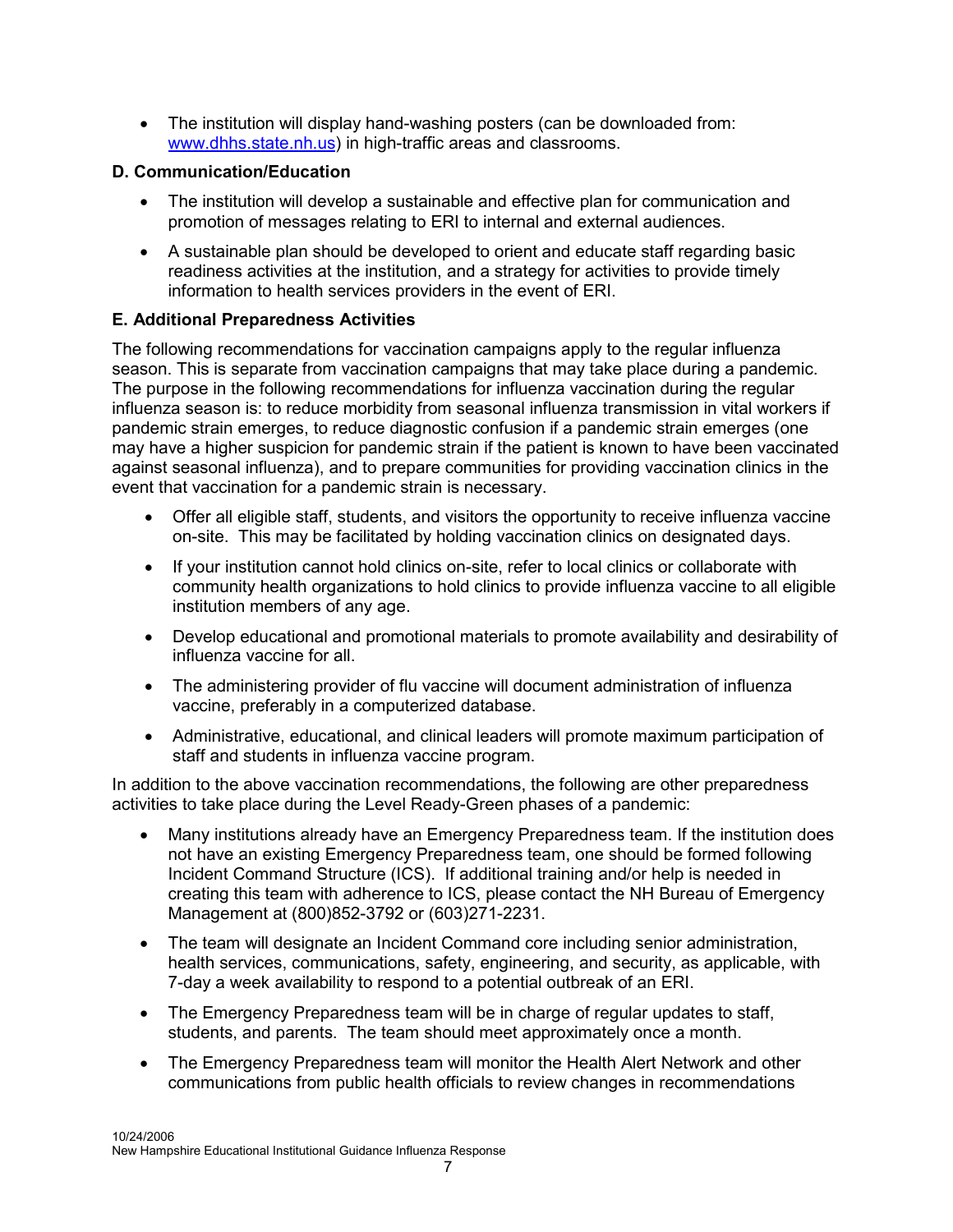- The institution will display hand-washing posters (can be downloaded from: [www.dhhs.state.nh.us](www.dhhs.state.nh.us)) in high-traffic areas and classrooms.

### D. Communication/Education

- The institution will develop a sustainable and effective plan for communication and promotion of messages relating to ERI to internal and external audiences.
- A sustainable plan should be developed to orient and educate staff regarding basic readiness activities at the institution, and a strategy for activities to provide timely information to health services providers in the event of ERI.

### E. Additional Preparedness Activities

The following recommendations for vaccination campaigns apply to the regular influenza season. This is separate from vaccination campaigns that may take place during a pandemic. The purpose in the following recommendations for influenza vaccination during the regular influenza season is: to reduce morbidity from seasonal influenza transmission in vital workers if pandemic strain emerges, to reduce diagnostic confusion if a pandemic strain emerges (one may have a higher suspicion for pandemic strain if the patient is known to have been vaccinated against seasonal influenza), and to prepare communities for providing vaccination clinics in the event that vaccination for a pandemic strain is necessary.

- Offer all eligible staff, students, and visitors the opportunity to receive influenza vaccine on-site. This may be facilitated by holding vaccination clinics on designated days.
- If your institution cannot hold clinics on-site, refer to local clinics or collaborate with community health organizations to hold clinics to provide influenza vaccine to all eligible institution members of any age.
- Develop educational and promotional materials to promote availability and desirability of influenza vaccine for all.
- The administering provider of flu vaccine will document administration of influenza vaccine, preferably in a computerized database.
- Administrative, educational, and clinical leaders will promote maximum participation of staff and students in influenza vaccine program.

In addition to the above vaccination recommendations, the following are other preparedness activities to take place during the Level Ready-Green phases of a pandemic:

- Many institutions already have an Emergency Preparedness team. If the institution does not have an existing Emergency Preparedness team, one should be formed following Incident Command Structure (ICS). If additional training and/or help is needed in creating this team with adherence to ICS, please contact the NH Bureau of Emergency Management at (800)852-3792 or (603)271-2231.
- The team will designate an Incident Command core including senior administration, health services, communications, safety, engineering, and security, as applicable, with 7-day a week availability to respond to a potential outbreak of an ERI.
- The Emergency Preparedness team will be in charge of regular updates to staff, students, and parents. The team should meet approximately once a month.
- The Emergency Preparedness team will monitor the Health Alert Network and other communications from public health officials to review changes in recommendations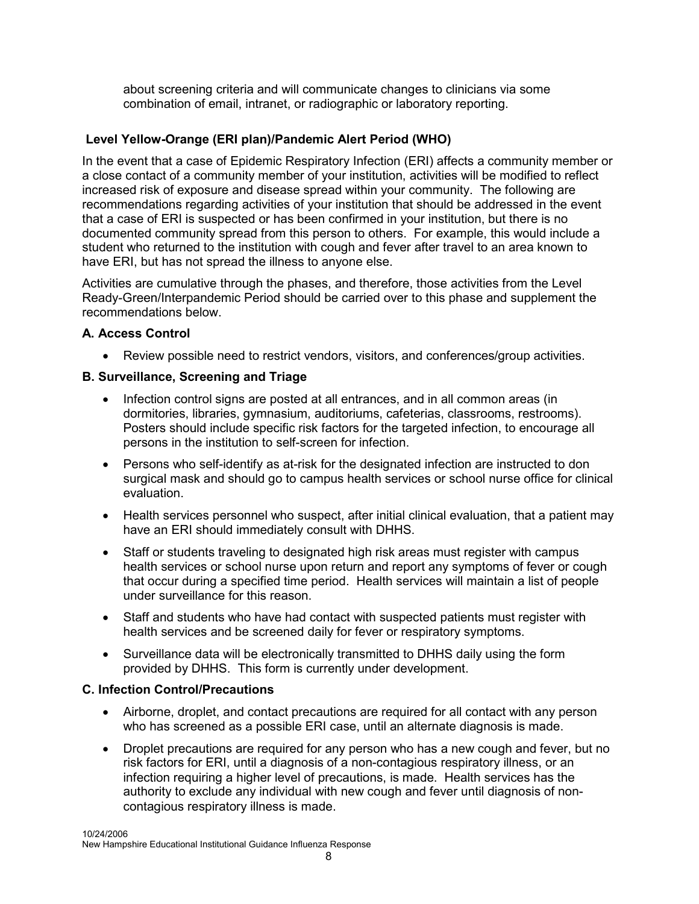about screening criteria and will communicate changes to clinicians via some combination of email, intranet, or radiographic or laboratory reporting.

**Level Yellow-Orange (ERI plan)/Pandemic Alert Period (WHO)**

In the event that a case of Epidemic Respiratory Infection (ERI) affects a community member or a close contact of a community member of your institution, activities will be modified to reflect increased risk of exposure and disease spread within your community. The following are recommendations regarding activities of your institution that should be addressed in the event that a case of ERI is suspected or has been confirmed in your institution, but there is no documented community spread from this person to others. For example, this would include a student who returned to the institution with cough and fever after travel to an area known to have ERI, but has not spread the illness to anyone else.

Activities are cumulative through the phases, and therefore, those activities from the Level Ready-Green/Interpandemic Period should be carried over to this phase and supplement the recommendations below.

**A. Access Control**

- Review possible need to restrict vendors, visitors, and conferences/group activities.

**B. Surveillance, Screening and Triage**

- Infection control signs are posted at all entrances, and in all common areas (in dormitories, libraries, gymnasium, auditoriums, cafeterias, classrooms, restrooms). Posters should include specific risk factors for the targeted infection, to encourage all persons in the institution to self-screen for infection.
- Persons who self-identify as at-risk for the designated infection are instructed to don surgical mask and should go to campus health services or school nurse office for clinical evaluation.
- Health services personnel who suspect, after initial clinical evaluation, that a patient may have an ERI should immediately consult with DHHS.
- Staff or students traveling to designated high risk areas must register with campus health services or school nurse upon return and report any symptoms of fever or cough that occur during a specified time period. Health services will maintain a list of people under surveillance for this reason.
- Staff and students who have had contact with suspected patients must register with health services and be screened daily for fever or respiratory symptoms.
- Surveillance data will be electronically transmitted to DHHS daily using the form provided by DHHS. This form is currently under development.

**C. Infection Control/Precautions**

- Airborne, droplet, and contact precautions are required for all contact with any person who has screened as a possible ERI case, until an alternate diagnosis is made.
- Droplet precautions are required for any person who has a new cough and fever, but no risk factors for ERI, until a diagnosis of a non-contagious respiratory illness, or an infection requiring a higher level of precautions, is made. Health services has the authority to exclude any individual with new cough and fever until diagnosis of non-contagious respiratory illness is made.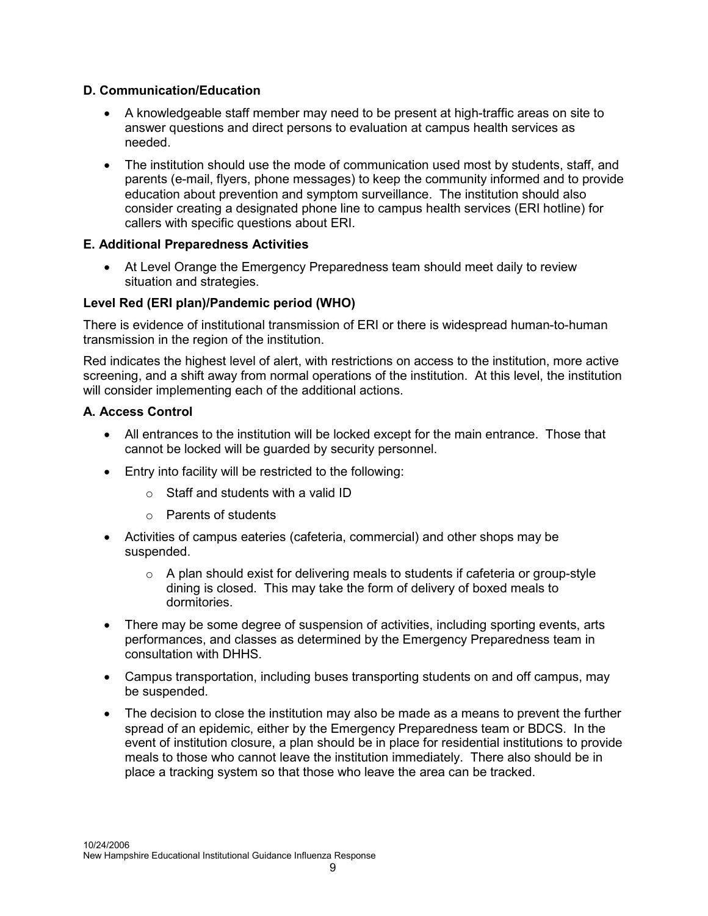**D. Communication/Education**

- A knowledgeable staff member may need to be present at high-traffic areas on site to answer questions and direct persons to evaluation at campus health services as needed.
- The institution should use the mode of communication used most by students, staff, and parents (e-mail, flyers, phone messages) to keep the community informed and to provide education about prevention and symptom surveillance. The institution should also consider creating a designated phone line to campus health services (ERI hotline) for callers with specific questions about ERI.

**E. Additional Preparedness Activities**

- At Level Orange the Emergency Preparedness team should meet daily to review situation and strategies.

**Level Red (ERI plan)/Pandemic period (WHO)**

There is evidence of institutional transmission of ERI or there is widespread human-to-human transmission in the region of the institution.

Red indicates the highest level of alert, with restrictions on access to the institution, more active screening, and a shift away from normal operations of the institution. At this level, the institution will consider implementing each of the additional actions.

**A. Access Control**

- All entrances to the institution will be locked except for the main entrance. Those that cannot be locked will be guarded by security personnel.
- Entry into facility will be restricted to the following:
  - Staff and students with a valid ID
  - Parents of students
- Activities of campus eateries (cafeteria, commercial) and other shops may be suspended.
  - A plan should exist for delivering meals to students if cafeteria or group-style dining is closed. This may take the form of delivery of boxed meals to dormitories.
- There may be some degree of suspension of activities, including sporting events, arts performances, and classes as determined by the Emergency Preparedness team in consultation with DHHS.
- Campus transportation, including buses transporting students on and off campus, may be suspended.
- The decision to close the institution may also be made as a means to prevent the further spread of an epidemic, either by the Emergency Preparedness team or BDCS. In the event of institution closure, a plan should be in place for residential institutions to provide meals to those who cannot leave the institution immediately. There also should be in place a tracking system so that those who leave the area can be tracked.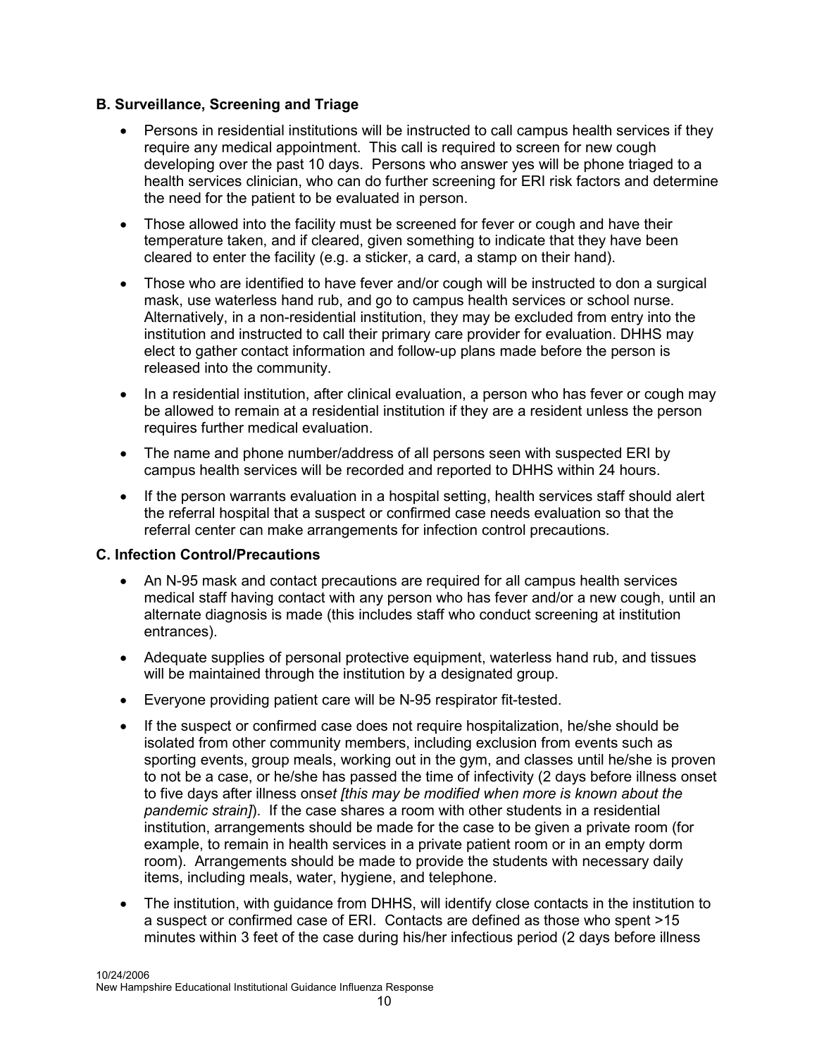### B. Surveillance, Screening and Triage

- Persons in residential institutions will be instructed to call campus health services if they require any medical appointment. This call is required to screen for new cough developing over the past 10 days. Persons who answer yes will be phone triaged to a health services clinician, who can do further screening for ERI risk factors and determine the need for the patient to be evaluated in person.
- Those allowed into the facility must be screened for fever or cough and have their temperature taken, and if cleared, given something to indicate that they have been cleared to enter the facility (e.g. a sticker, a card, a stamp on their hand).
- Those who are identified to have fever and/or cough will be instructed to don a surgical mask, use waterless hand rub, and go to campus health services or school nurse. Alternatively, in a non-residential institution, they may be excluded from entry into the institution and instructed to call their primary care provider for evaluation. DHHS may elect to gather contact information and follow-up plans made before the person is released into the community.
- In a residential institution, after clinical evaluation, a person who has fever or cough may be allowed to remain at a residential institution if they are a resident unless the person requires further medical evaluation.
- The name and phone number/address of all persons seen with suspected ERI by campus health services will be recorded and reported to DHHS within 24 hours.
- If the person warrants evaluation in a hospital setting, health services staff should alert the referral hospital that a suspect or confirmed case needs evaluation so that the referral center can make arrangements for infection control precautions.

### C. Infection Control/Precautions

- An N-95 mask and contact precautions are required for all campus health services medical staff having contact with any person who has fever and/or a new cough, until an alternate diagnosis is made (this includes staff who conduct screening at institution entrances).
- Adequate supplies of personal protective equipment, waterless hand rub, and tissues will be maintained through the institution by a designated group.
- Everyone providing patient care will be N-95 respirator fit-tested.
- If the suspect or confirmed case does not require hospitalization, he/she should be isolated from other community members, including exclusion from events such as sporting events, group meals, working out in the gym, and classes until he/she is proven to not be a case, or he/she has passed the time of infectivity (2 days before illness onset to five days after illness onset *[this may be modified when more is known about the pandemic strain]*). If the case shares a room with other students in a residential institution, arrangements should be made for the case to be given a private room (for example, to remain in health services in a private patient room or in an empty dorm room). Arrangements should be made to provide the students with necessary daily items, including meals, water, hygiene, and telephone.
- The institution, with guidance from DHHS, will identify close contacts in the institution to a suspect or confirmed case of ERI. Contacts are defined as those who spent >15 minutes within 3 feet of the case during his/her infectious period (2 days before illness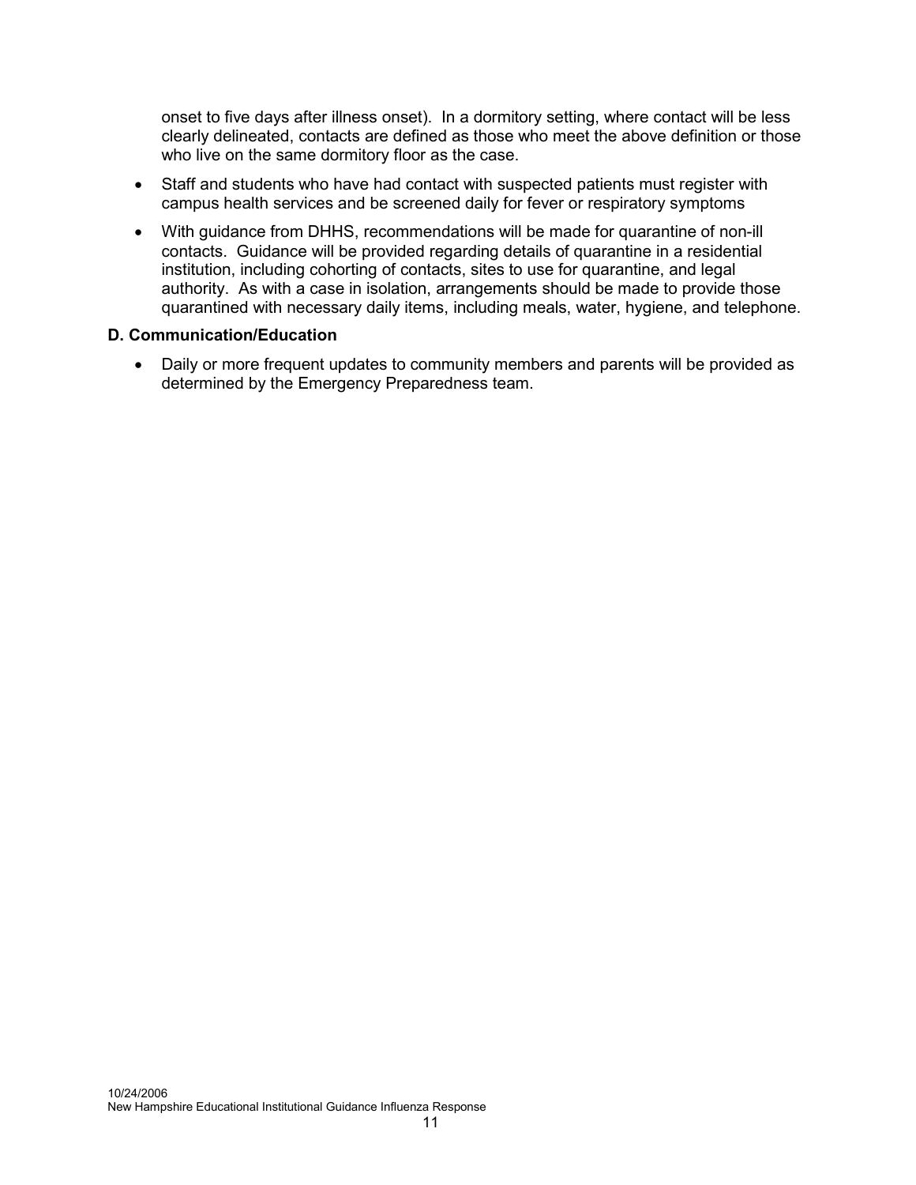onset to five days after illness onset). In a dormitory setting, where contact will be less clearly delineated, contacts are defined as those who meet the above definition or those who live on the same dormitory floor as the case.

- Staff and students who have had contact with suspected patients must register with campus health services and be screened daily for fever or respiratory symptoms
- With guidance from DHHS, recommendations will be made for quarantine of non-ill contacts. Guidance will be provided regarding details of quarantine in a residential institution, including cohorting of contacts, sites to use for quarantine, and legal authority. As with a case in isolation, arrangements should be made to provide those quarantined with necessary daily items, including meals, water, hygiene, and telephone.

**D. Communication/Education**

- Daily or more frequent updates to community members and parents will be provided as determined by the Emergency Preparedness team.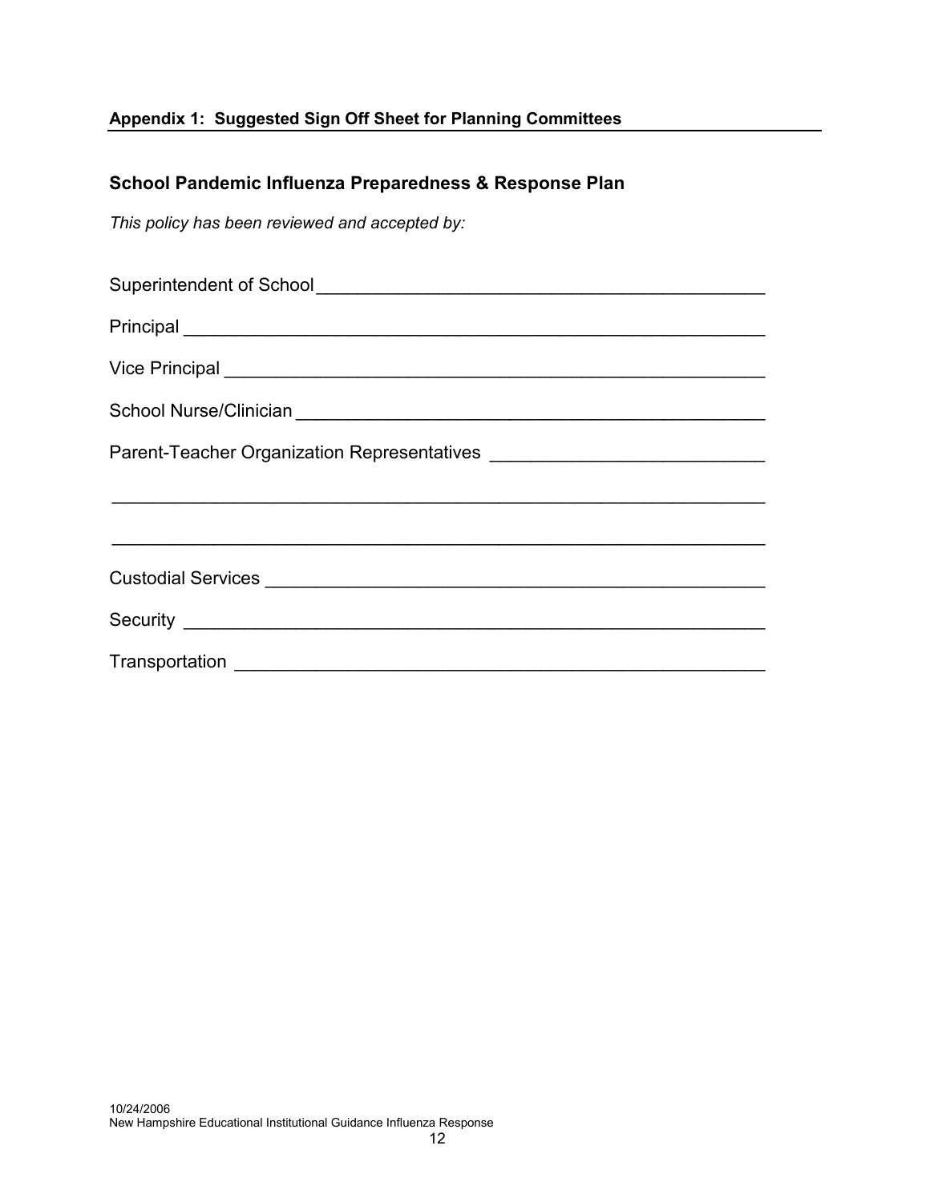## Appendix 1: Suggested Sign Off Sheet for Planning Committees

### School Pandemic Influenza Preparedness & Response Plan

*This policy has been reviewed and accepted by:*

Superintendent of School ______________________________________________

Principal ________________________________________________________

Vice Principal _____________________________________________________

School Nurse/Clinician ______________________________________________

Parent-Teacher Organization Representatives __________________________

______________________________________________________________

______________________________________________________________

Custodial Services _________________________________________________

Security _________________________________________________________

Transportation ____________________________________________________

10/24/2006
New Hampshire Educational Institutional Guidance Influenza Response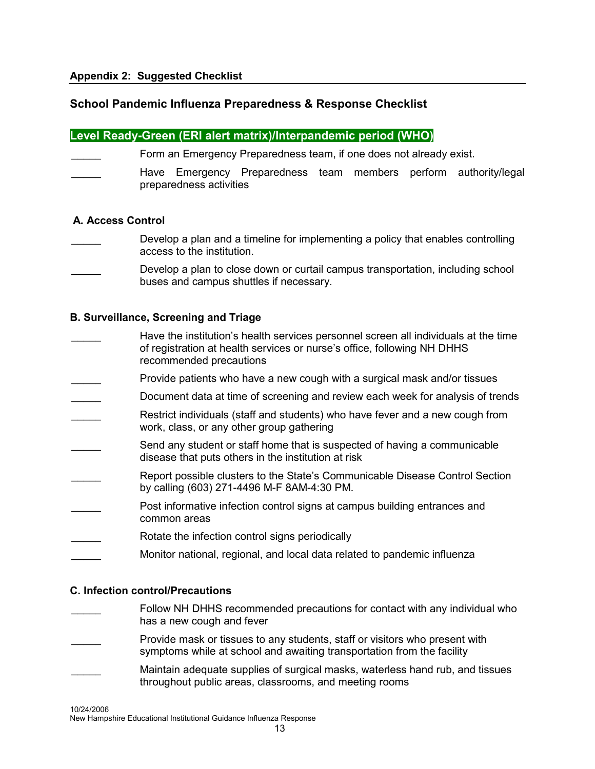## Appendix 2: Suggested Checklist

### School Pandemic Influenza Preparedness & Response Checklist

**Level Ready-Green (ERI alert matrix)/Interpandemic period (WHO)**

_____ Form an Emergency Preparedness team, if one does not already exist.

_____ Have Emergency Preparedness team members perform authority/legal preparedness activities

**A. Access Control**

_____ Develop a plan and a timeline for implementing a policy that enables controlling access to the institution.

_____ Develop a plan to close down or curtail campus transportation, including school buses and campus shuttles if necessary.

**B. Surveillance, Screening and Triage**

_____ Have the institution's health services personnel screen all individuals at the time of registration at health services or nurse's office, following NH DHHS recommended precautions

_____ Provide patients who have a new cough with a surgical mask and/or tissues

_____ Document data at time of screening and review each week for analysis of trends

_____ Restrict individuals (staff and students) who have fever and a new cough from work, class, or any other group gathering

_____ Send any student or staff home that is suspected of having a communicable disease that puts others in the institution at risk

_____ Report possible clusters to the State's Communicable Disease Control Section by calling (603) 271-4496 M-F 8AM-4:30 PM.

_____ Post informative infection control signs at campus building entrances and common areas

_____ Rotate the infection control signs periodically

_____ Monitor national, regional, and local data related to pandemic influenza

**C. Infection control/Precautions**

_____ Follow NH DHHS recommended precautions for contact with any individual who has a new cough and fever

_____ Provide mask or tissues to any students, staff or visitors who present with symptoms while at school and awaiting transportation from the facility

_____ Maintain adequate supplies of surgical masks, waterless hand rub, and tissues throughout public areas, classrooms, and meeting rooms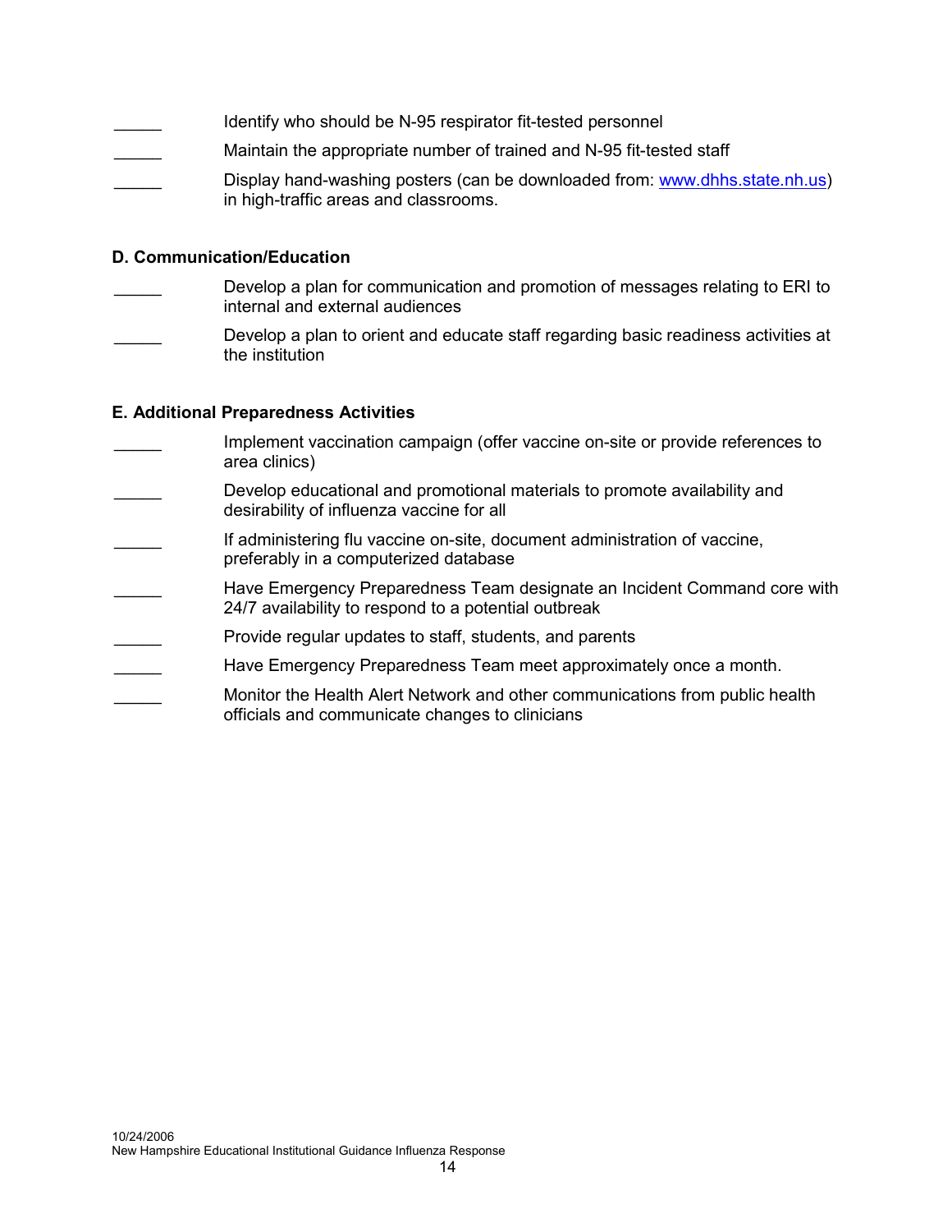_____ Identify who should be N-95 respirator fit-tested personnel

_____ Maintain the appropriate number of trained and N-95 fit-tested staff

_____ Display hand-washing posters (can be downloaded from: [www.dhhs.state.nh.us](http://www.dhhs.state.nh.us)) in high-traffic areas and classrooms.

**D. Communication/Education**

_____ Develop a plan for communication and promotion of messages relating to ERI to internal and external audiences

_____ Develop a plan to orient and educate staff regarding basic readiness activities at the institution

**E. Additional Preparedness Activities**

_____ Implement vaccination campaign (offer vaccine on-site or provide references to area clinics)

_____ Develop educational and promotional materials to promote availability and desirability of influenza vaccine for all

_____ If administering flu vaccine on-site, document administration of vaccine, preferably in a computerized database

_____ Have Emergency Preparedness Team designate an Incident Command core with 24/7 availability to respond to a potential outbreak

_____ Provide regular updates to staff, students, and parents

_____ Have Emergency Preparedness Team meet approximately once a month.

_____ Monitor the Health Alert Network and other communications from public health officials and communicate changes to clinicians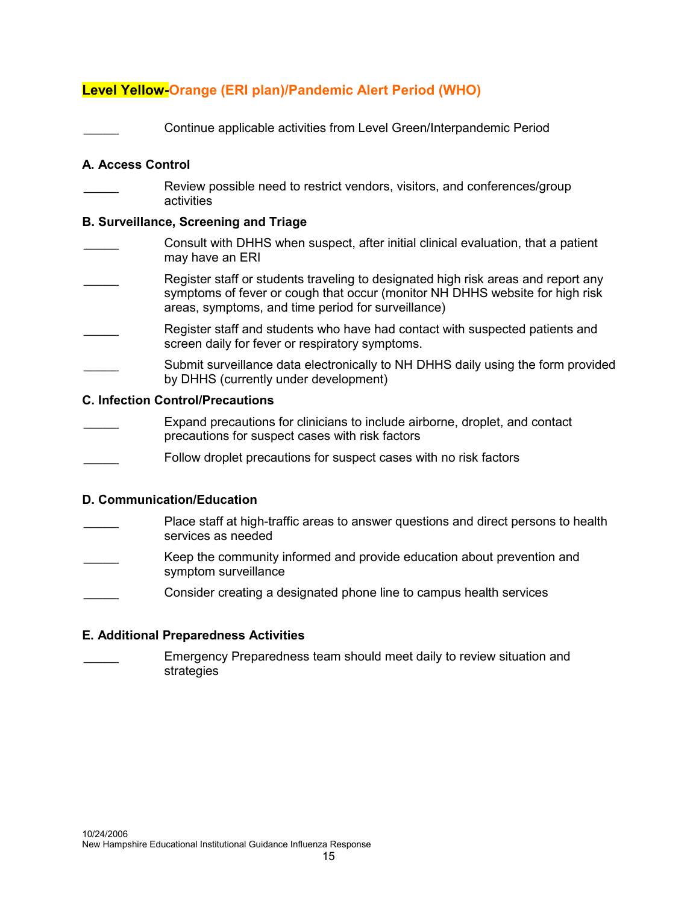## Level Yellow-Orange (ERI plan)/Pandemic Alert Period (WHO)

_____ Continue applicable activities from Level Green/Interpandemic Period

**A. Access Control**

_____ Review possible need to restrict vendors, visitors, and conferences/group activities

**B. Surveillance, Screening and Triage**

_____ Consult with DHHS when suspect, after initial clinical evaluation, that a patient may have an ERI

_____ Register staff or students traveling to designated high risk areas and report any symptoms of fever or cough that occur (monitor NH DHHS website for high risk areas, symptoms, and time period for surveillance)

_____ Register staff and students who have had contact with suspected patients and screen daily for fever or respiratory symptoms.

_____ Submit surveillance data electronically to NH DHHS daily using the form provided by DHHS (currently under development)

**C. Infection Control/Precautions**

_____ Expand precautions for clinicians to include airborne, droplet, and contact precautions for suspect cases with risk factors

_____ Follow droplet precautions for suspect cases with no risk factors

**D. Communication/Education**

_____ Place staff at high-traffic areas to answer questions and direct persons to health services as needed

_____ Keep the community informed and provide education about prevention and symptom surveillance

_____ Consider creating a designated phone line to campus health services

**E. Additional Preparedness Activities**

_____ Emergency Preparedness team should meet daily to review situation and strategies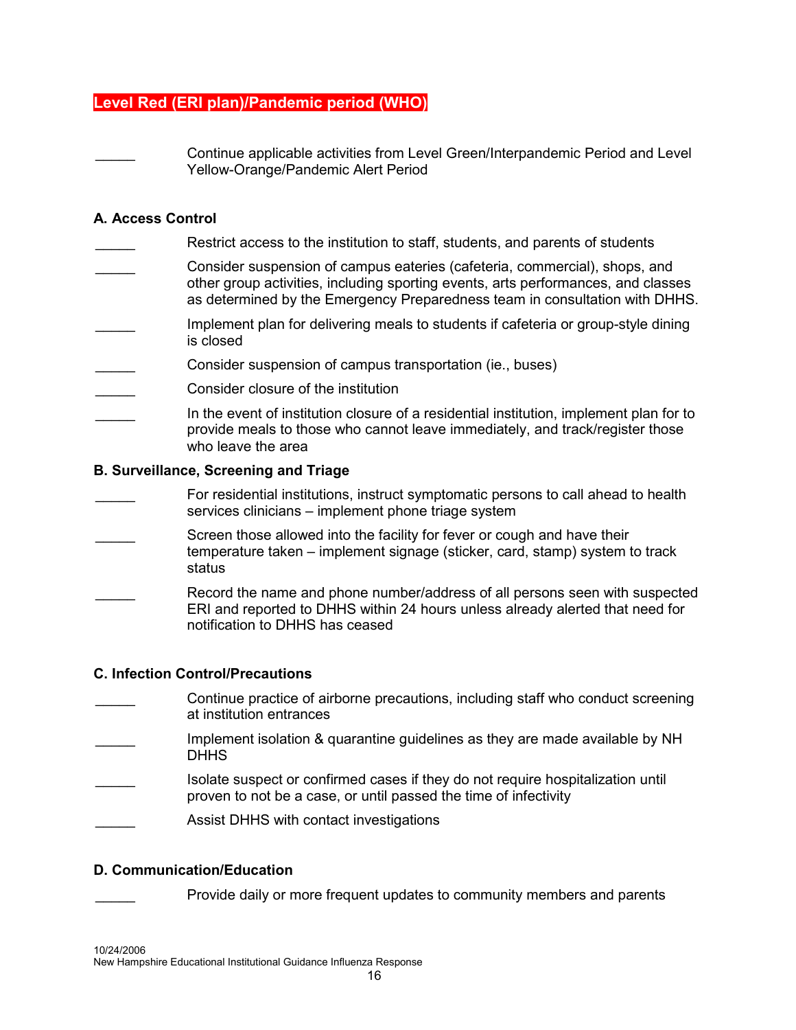## Level Red (ERI plan)/Pandemic period (WHO)

_____ Continue applicable activities from Level Green/Interpandemic Period and Level Yellow-Orange/Pandemic Alert Period

### A. Access Control

_____ Restrict access to the institution to staff, students, and parents of students

_____ Consider suspension of campus eateries (cafeteria, commercial), shops, and other group activities, including sporting events, arts performances, and classes as determined by the Emergency Preparedness team in consultation with DHHS.

_____ Implement plan for delivering meals to students if cafeteria or group-style dining is closed

_____ Consider suspension of campus transportation (ie., buses)

_____ Consider closure of the institution

_____ In the event of institution closure of a residential institution, implement plan for to provide meals to those who cannot leave immediately, and track/register those who leave the area

### B. Surveillance, Screening and Triage

_____ For residential institutions, instruct symptomatic persons to call ahead to health services clinicians – implement phone triage system

_____ Screen those allowed into the facility for fever or cough and have their temperature taken – implement signage (sticker, card, stamp) system to track status

_____ Record the name and phone number/address of all persons seen with suspected ERI and reported to DHHS within 24 hours unless already alerted that need for notification to DHHS has ceased

### C. Infection Control/Precautions

_____ Continue practice of airborne precautions, including staff who conduct screening at institution entrances

_____ Implement isolation & quarantine guidelines as they are made available by NH DHHS

_____ Isolate suspect or confirmed cases if they do not require hospitalization until proven to not be a case, or until passed the time of infectivity

_____ Assist DHHS with contact investigations

### D. Communication/Education

_____ Provide daily or more frequent updates to community members and parents